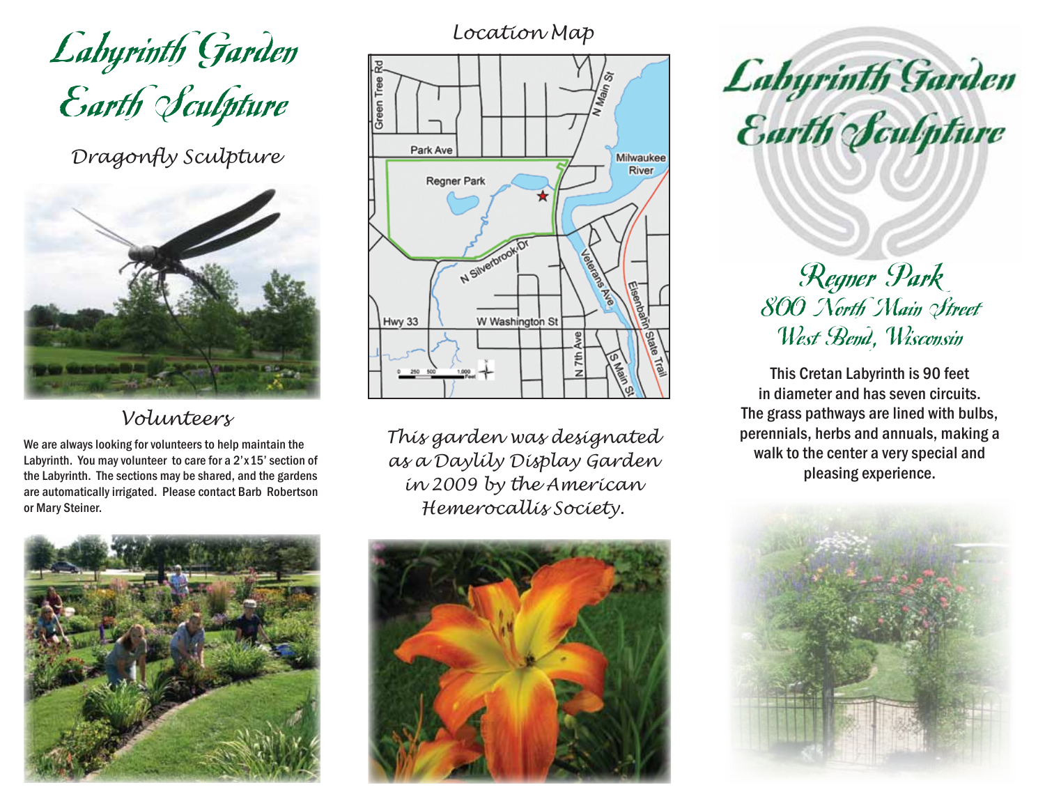# Labyrinth Garden Earth Sculpture

## Dragonfly Sculpture

## Volunteers

We are always looking for volunteers to help maintain the Labyrinth. You may volunteer to care for a 2'x 15' section of the Labyrinth. The sections may be shared, and the gardens are automatically irrigated. Please contact Barb Robertson or Mary Steiner.

## Location Map

Green Tree Rd
N Main St
Park Ave
Milwaukee River
Regner Park
N Silverbrook Dr
Veterans Ave
Eisenbahn State Trail
Hwy 33
W Washington St
N 7th Ave
S Main St
0 250 500 1,000 Feet

*This garden was designated as a Daylily Display Garden in 2009 by the American Hemerocallis Society.*

# Labyrinth Garden Earth Sculpture

## Regner Park
800 North Main Street
West Bend, Wisconsin

This Cretan Labyrinth is 90 feet in diameter and has seven circuits. The grass pathways are lined with bulbs, perennials, herbs and annuals, making a walk to the center a very special and pleasing experience.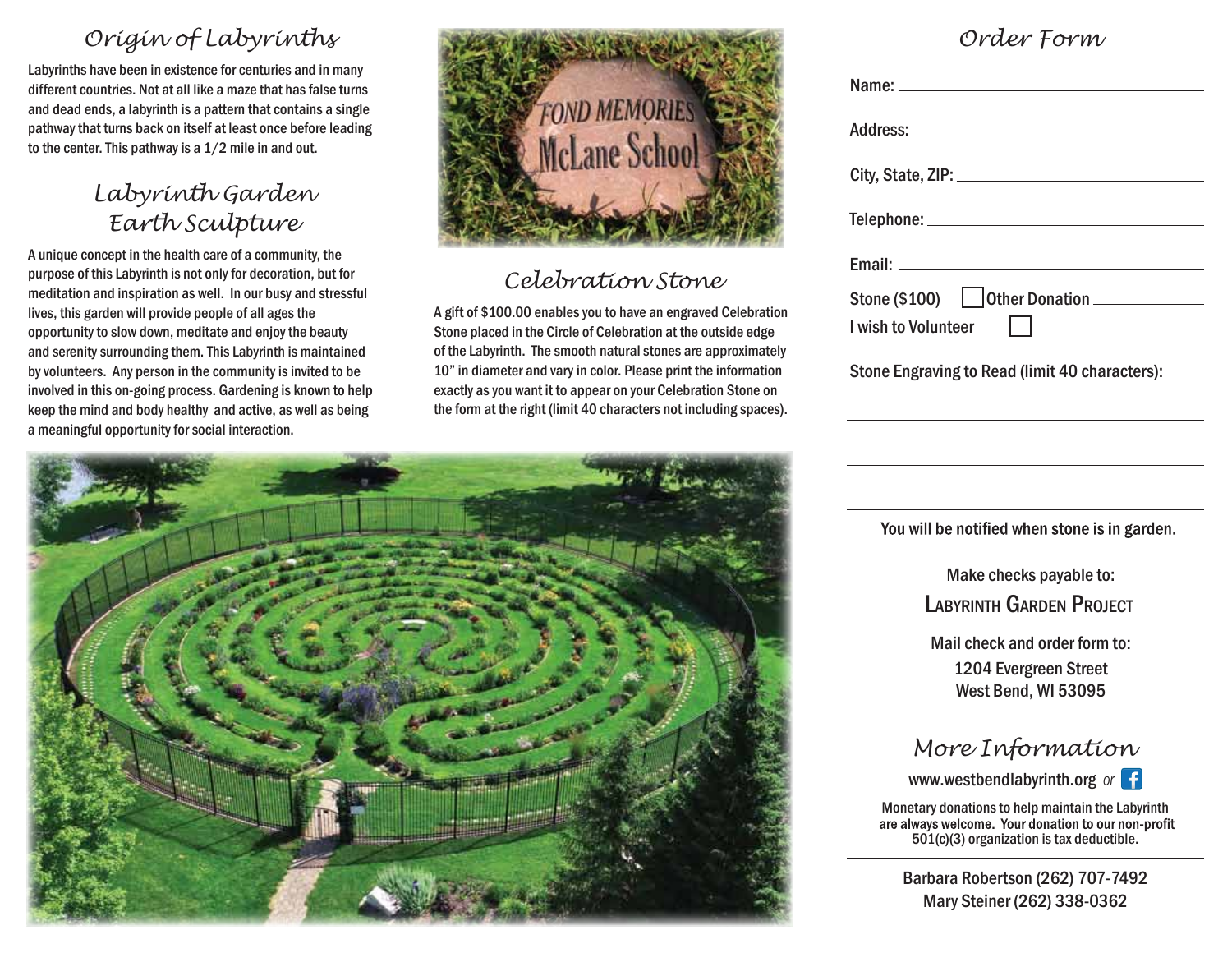## Origin of Labyrinths

Labyrinths have been in existence for centuries and in many different countries. Not at all like a maze that has false turns and dead ends, a labyrinth is a pattern that contains a single pathway that turns back on itself at least once before leading to the center. This pathway is a 1/2 mile in and out.

## Labyrinth Garden Earth Sculpture

A unique concept in the health care of a community, the purpose of this Labyrinth is not only for decoration, but for meditation and inspiration as well. In our busy and stressful lives, this garden will provide people of all ages the opportunity to slow down, meditate and enjoy the beauty and serenity surrounding them. This Labyrinth is maintained by volunteers. Any person in the community is invited to be involved in this on-going process. Gardening is known to help keep the mind and body healthy and active, as well as being a meaningful opportunity for social interaction.

## Celebration Stone

A gift of $100.00 enables you to have an engraved Celebration Stone placed in the Circle of Celebration at the outside edge of the Labyrinth. The smooth natural stones are approximately 10" in diameter and vary in color. Please print the information exactly as you want it to appear on your Celebration Stone on the form at the right (limit 40 characters not including spaces).

## Order Form

Name: \_\_\_\_\_\_\_\_\_\_\_\_\_\_\_\_\_\_\_\_

Address: \_\_\_\_\_\_\_\_\_\_\_\_\_\_\_\_\_\_\_\_

City, State, ZIP: \_\_\_\_\_\_\_\_\_\_\_\_\_\_\_\_\_\_\_\_

Telephone: \_\_\_\_\_\_\_\_\_\_\_\_\_\_\_\_\_\_\_\_

Email: \_\_\_\_\_\_\_\_\_\_\_\_\_\_\_\_\_\_\_\_

Stone ($100) ☐ Other Donation \_\_\_\_\_\_\_\_\_\_

I wish to Volunteer ☐

Stone Engraving to Read (limit 40 characters):

\_\_\_\_\_\_\_\_\_\_\_\_\_\_\_\_\_\_\_\_

\_\_\_\_\_\_\_\_\_\_\_\_\_\_\_\_\_\_\_\_

\_\_\_\_\_\_\_\_\_\_\_\_\_\_\_\_\_\_\_\_

You will be notified when stone is in garden.

Make checks payable to:
**Labyrinth Garden Project**

Mail check and order form to:
1204 Evergreen Street
West Bend, WI 53095

## More Information

www.westbendlabyrinth.org *or* Facebook

Monetary donations to help maintain the Labyrinth are always welcome. Your donation to our non-profit 501(c)(3) organization is tax deductible.

Barbara Robertson (262) 707-7492
Mary Steiner (262) 338-0362